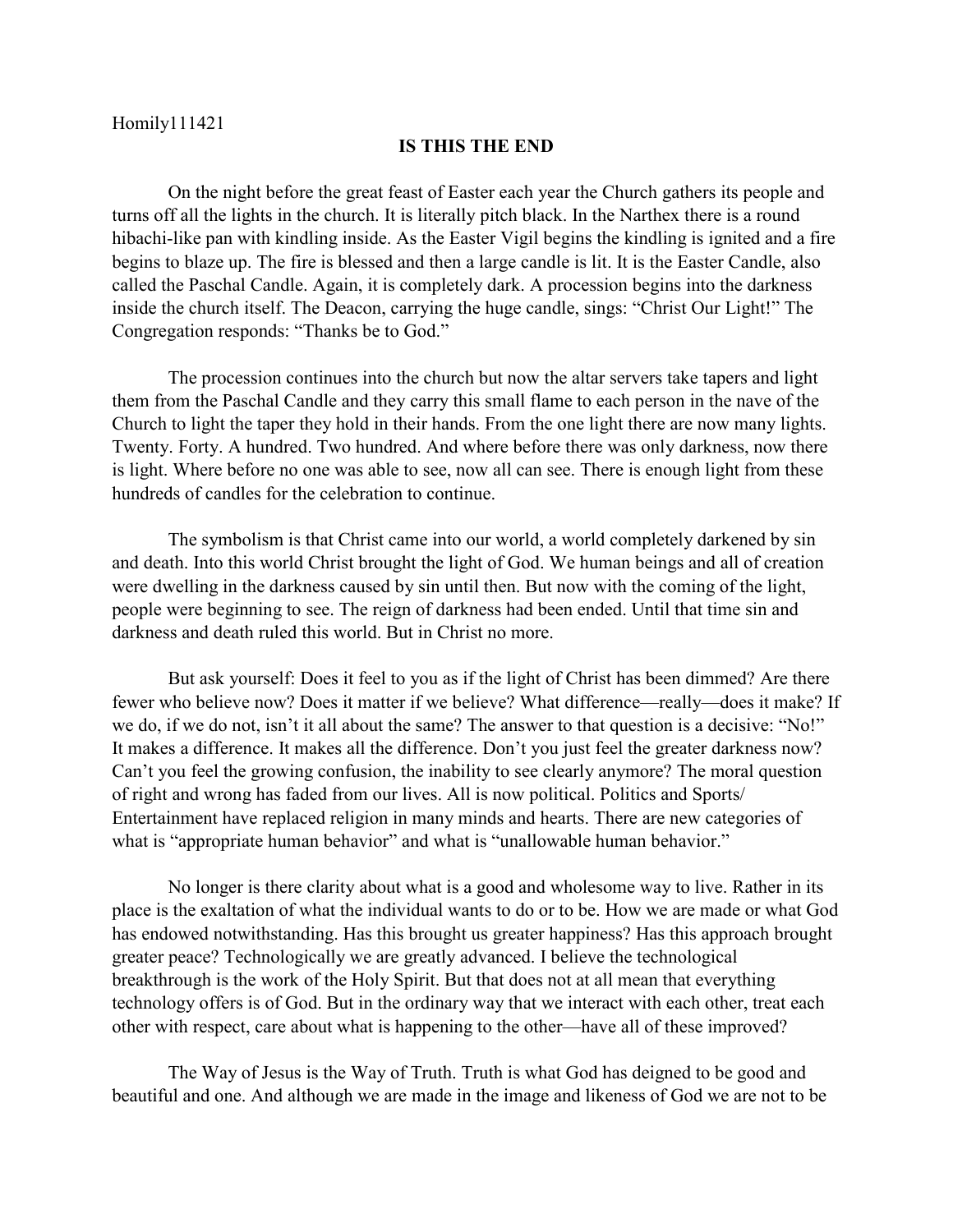Homily111421

# IS THIS THE END

On the night before the great feast of Easter each year the Church gathers its people and turns off all the lights in the church. It is literally pitch black. In the Narthex there is a round hibachi-like pan with kindling inside. As the Easter Vigil begins the kindling is ignited and a fire begins to blaze up. The fire is blessed and then a large candle is lit. It is the Easter Candle, also called the Paschal Candle. Again, it is completely dark. A procession begins into the darkness inside the church itself. The Deacon, carrying the huge candle, sings: "Christ Our Light!" The Congregation responds: "Thanks be to God."

The procession continues into the church but now the altar servers take tapers and light them from the Paschal Candle and they carry this small flame to each person in the nave of the Church to light the taper they hold in their hands. From the one light there are now many lights. Twenty. Forty. A hundred. Two hundred. And where before there was only darkness, now there is light. Where before no one was able to see, now all can see. There is enough light from these hundreds of candles for the celebration to continue.

The symbolism is that Christ came into our world, a world completely darkened by sin and death. Into this world Christ brought the light of God. We human beings and all of creation were dwelling in the darkness caused by sin until then. But now with the coming of the light, people were beginning to see. The reign of darkness had been ended. Until that time sin and darkness and death ruled this world. But in Christ no more.

But ask yourself: Does it feel to you as if the light of Christ has been dimmed? Are there fewer who believe now? Does it matter if we believe? What difference—really—does it make? If we do, if we do not, isn't it all about the same? The answer to that question is a decisive: "No!" It makes a difference. It makes all the difference. Don't you just feel the greater darkness now? Can't you feel the growing confusion, the inability to see clearly anymore? The moral question of right and wrong has faded from our lives. All is now political. Politics and Sports/ Entertainment have replaced religion in many minds and hearts. There are new categories of what is "appropriate human behavior" and what is "unallowable human behavior."

No longer is there clarity about what is a good and wholesome way to live. Rather in its place is the exaltation of what the individual wants to do or to be. How we are made or what God has endowed notwithstanding. Has this brought us greater happiness? Has this approach brought greater peace? Technologically we are greatly advanced. I believe the technological breakthrough is the work of the Holy Spirit. But that does not at all mean that everything technology offers is of God. But in the ordinary way that we interact with each other, treat each other with respect, care about what is happening to the other—have all of these improved?

The Way of Jesus is the Way of Truth. Truth is what God has deigned to be good and beautiful and one. And although we are made in the image and likeness of God we are not to be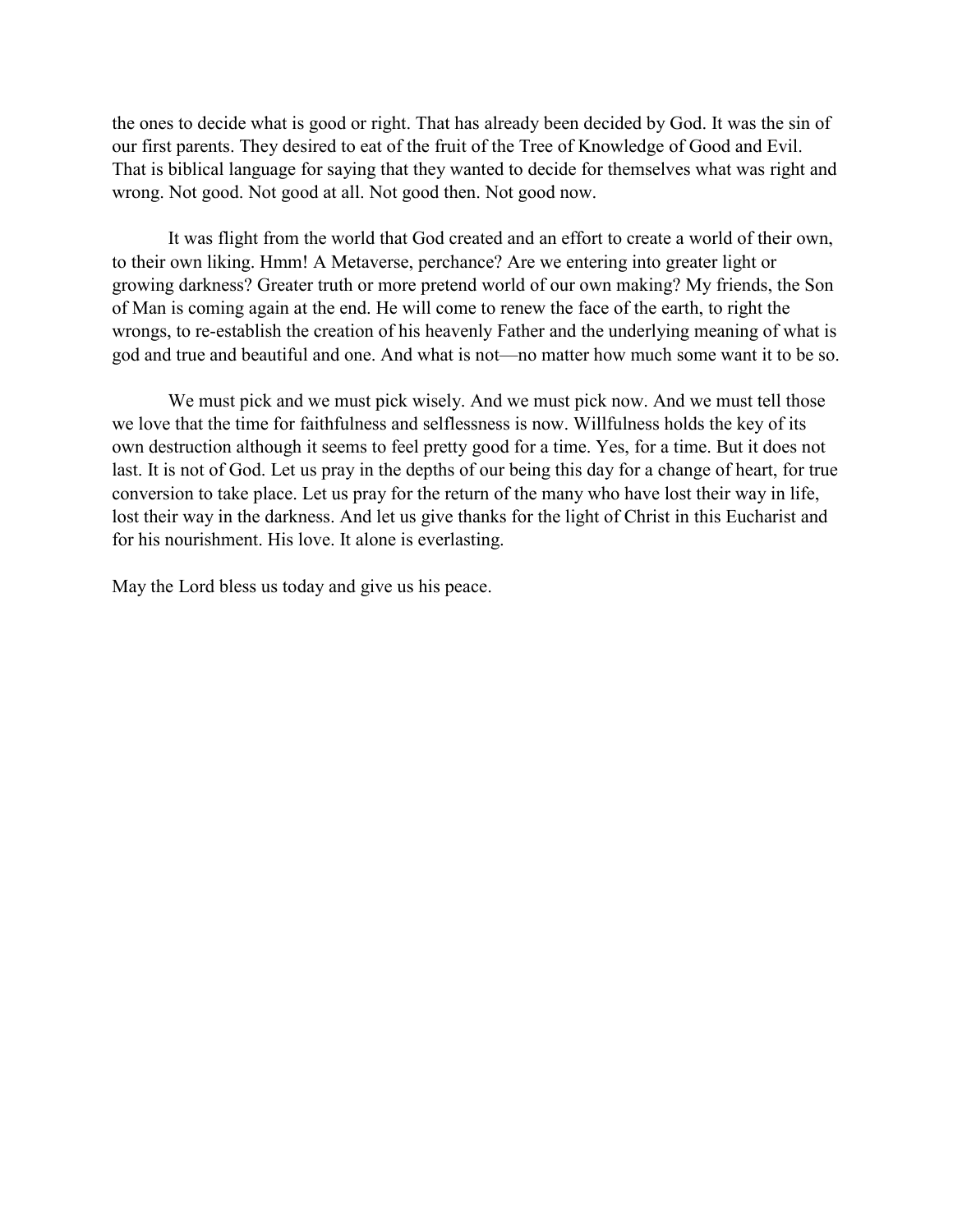the ones to decide what is good or right. That has already been decided by God. It was the sin of our first parents. They desired to eat of the fruit of the Tree of Knowledge of Good and Evil. That is biblical language for saying that they wanted to decide for themselves what was right and wrong. Not good. Not good at all. Not good then. Not good now.

It was flight from the world that God created and an effort to create a world of their own, to their own liking. Hmm! A Metaverse, perchance? Are we entering into greater light or growing darkness? Greater truth or more pretend world of our own making? My friends, the Son of Man is coming again at the end. He will come to renew the face of the earth, to right the wrongs, to re-establish the creation of his heavenly Father and the underlying meaning of what is god and true and beautiful and one. And what is not—no matter how much some want it to be so.

We must pick and we must pick wisely. And we must pick now. And we must tell those we love that the time for faithfulness and selflessness is now. Willfulness holds the key of its own destruction although it seems to feel pretty good for a time. Yes, for a time. But it does not last. It is not of God. Let us pray in the depths of our being this day for a change of heart, for true conversion to take place. Let us pray for the return of the many who have lost their way in life, lost their way in the darkness. And let us give thanks for the light of Christ in this Eucharist and for his nourishment. His love. It alone is everlasting.

May the Lord bless us today and give us his peace.